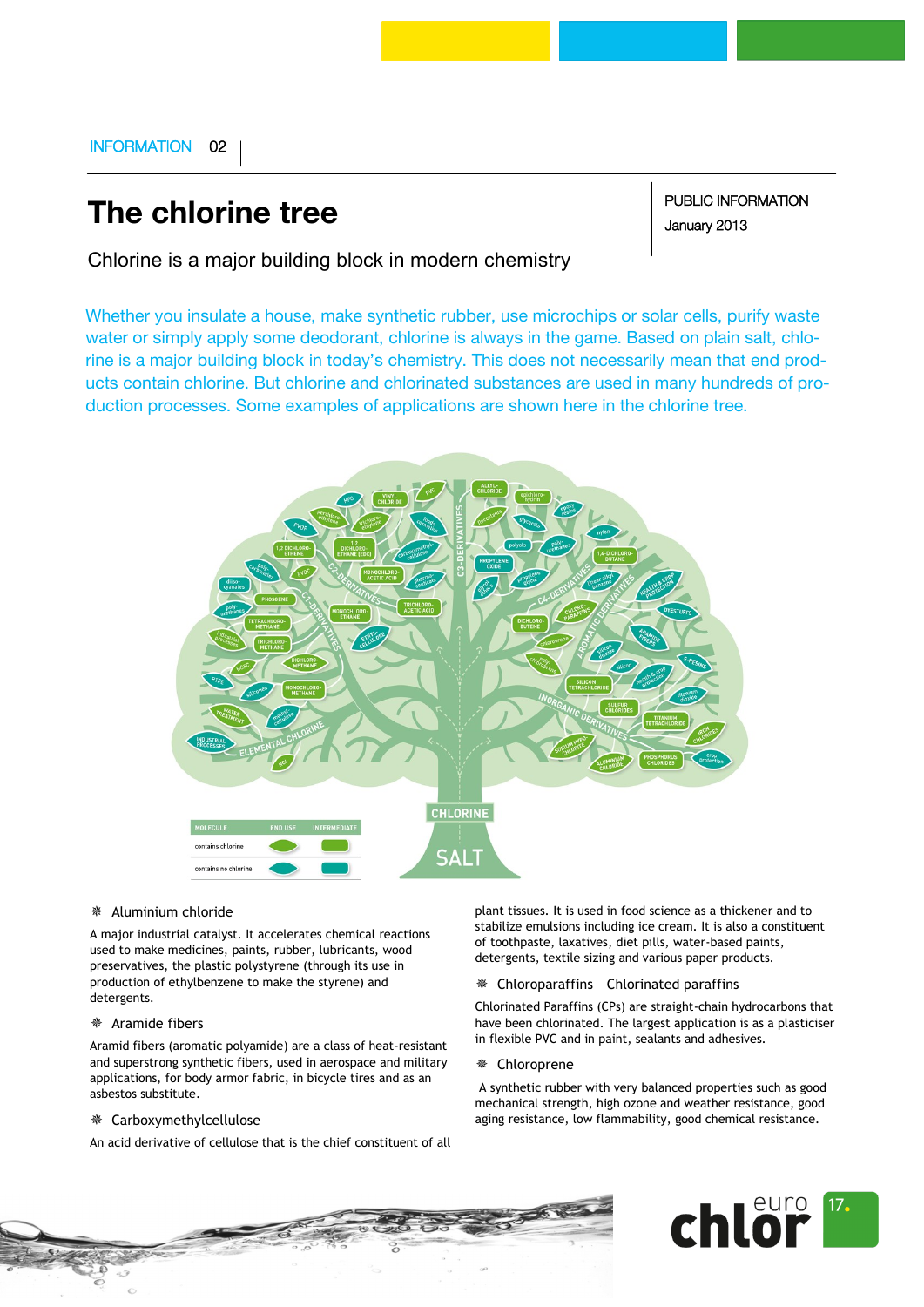INFORMATION 02

# The chlorine tree

PUBLIC INFORMATION
January 2013

Chlorine is a major building block in modern chemistry

Whether you insulate a house, make synthetic rubber, use microchips or solar cells, purify waste water or simply apply some deodorant, chlorine is always in the game. Based on plain salt, chlorine is a major building block in today's chemistry. This does not necessarily mean that end products contain chlorine. But chlorine and chlorinated substances are used in many hundreds of production processes. Some examples of applications are shown here in the chlorine tree.

### Aluminium chloride

A major industrial catalyst. It accelerates chemical reactions used to make medicines, paints, rubber, lubricants, wood preservatives, the plastic polystyrene (through its use in production of ethylbenzene to make the styrene) and detergents.

### Aramide fibers

Aramid fibers (aromatic polyamide) are a class of heat-resistant and superstrong synthetic fibers, used in aerospace and military applications, for body armor fabric, in bicycle tires and as an asbestos substitute.

### Carboxymethylcellulose

An acid derivative of cellulose that is the chief constituent of all plant tissues. It is used in food science as a thickener and to stabilize emulsions including ice cream. It is also a constituent of toothpaste, laxatives, diet pills, water-based paints, detergents, textile sizing and various paper products.

### Chloroparaffins – Chlorinated paraffins

Chlorinated Paraffins (CPs) are straight-chain hydrocarbons that have been chlorinated. The largest application is as a plasticiser in flexible PVC and in paint, sealants and adhesives.

### Chloroprene

A synthetic rubber with very balanced properties such as good mechanical strength, high ozone and weather resistance, good aging resistance, low flammability, good chemical resistance.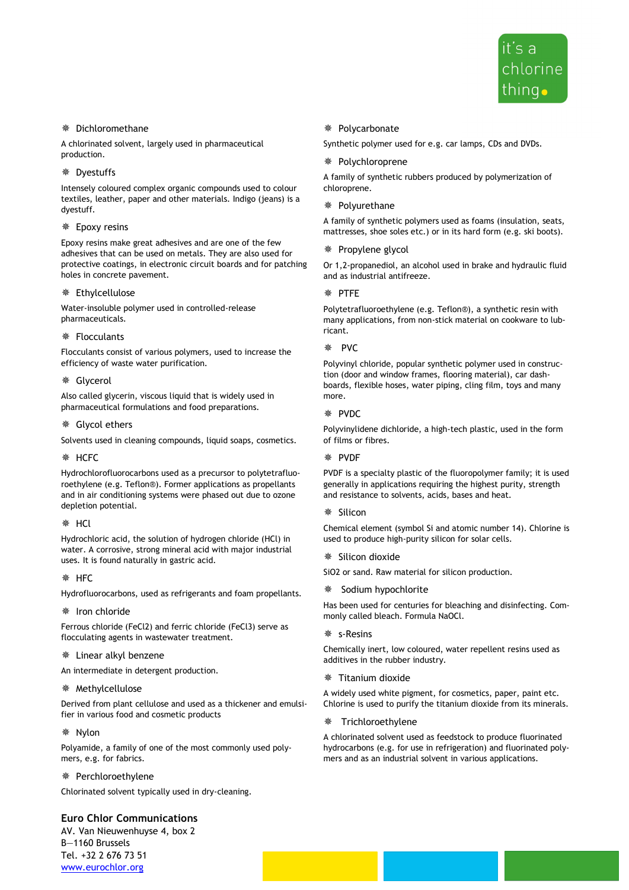it's a chlorine thing.

### Dichloromethane

A chlorinated solvent, largely used in pharmaceutical production.

### Dyestuffs

Intensely coloured complex organic compounds used to colour textiles, leather, paper and other materials. Indigo (jeans) is a dyestuff.

### Epoxy resins

Epoxy resins make great adhesives and are one of the few adhesives that can be used on metals. They are also used for protective coatings, in electronic circuit boards and for patching holes in concrete pavement.

### Ethylcellulose

Water-insoluble polymer used in controlled-release pharmaceuticals.

### Flocculants

Flocculants consist of various polymers, used to increase the efficiency of waste water purification.

### Glycerol

Also called glycerin, viscous liquid that is widely used in pharmaceutical formulations and food preparations.

### Glycol ethers

Solvents used in cleaning compounds, liquid soaps, cosmetics.

### HCFC

Hydrochlorofluorocarbons used as a precursor to polytetrafluoroethylene (e.g. Teflon®). Former applications as propellants and in air conditioning systems were phased out due to ozone depletion potential.

### HCl

Hydrochloric acid, the solution of hydrogen chloride (HCl) in water. A corrosive, strong mineral acid with major industrial uses. It is found naturally in gastric acid.

### HFC

Hydrofluorocarbons, used as refrigerants and foam propellants.

### Iron chloride

Ferrous chloride ($FeCl_2$) and ferric chloride ($FeCl_3$) serve as flocculating agents in wastewater treatment.

### Linear alkyl benzene

An intermediate in detergent production.

### Methylcellulose

Derived from plant cellulose and used as a thickener and emulsifier in various food and cosmetic products

### Nylon

Polyamide, a family of one of the most commonly used polymers, e.g. for fabrics.

### Perchloroethylene

Chlorinated solvent typically used in dry-cleaning.

### Polycarbonate

Synthetic polymer used for e.g. car lamps, CDs and DVDs.

### Polychloroprene

A family of synthetic rubbers produced by polymerization of chloroprene.

### Polyurethane

A family of synthetic polymers used as foams (insulation, seats, mattresses, shoe soles etc.) or in its hard form (e.g. ski boots).

### Propylene glycol

Or 1,2-propanediol, an alcohol used in brake and hydraulic fluid and as industrial antifreeze.

### PTFE

Polytetrafluoroethylene (e.g. Teflon®), a synthetic resin with many applications, from non-stick material on cookware to lubricant.

### PVC

Polyvinyl chloride, popular synthetic polymer used in construction (door and window frames, flooring material), car dashboards, flexible hoses, water piping, cling film, toys and many more.

### PVDC

Polyvinylidene dichloride, a high-tech plastic, used in the form of films or fibres.

### PVDF

PVDF is a specialty plastic of the fluoropolymer family; it is used generally in applications requiring the highest purity, strength and resistance to solvents, acids, bases and heat.

### Silicon

Chemical element (symbol Si and atomic number 14). Chlorine is used to produce high-purity silicon for solar cells.

### Silicon dioxide

$SiO_2$ or sand. Raw material for silicon production.

### Sodium hypochlorite

Has been used for centuries for bleaching and disinfecting. Commonly called bleach. Formula NaOCl.

### s-Resins

Chemically inert, low coloured, water repellent resins used as additives in the rubber industry.

### Titanium dioxide

A widely used white pigment, for cosmetics, paper, paint etc. Chlorine is used to purify the titanium dioxide from its minerals.

### Trichloroethylene

A chlorinated solvent used as feedstock to produce fluorinated hydrocarbons (e.g. for use in refrigeration) and fluorinated polymers and as an industrial solvent in various applications.

**Euro Chlor Communications**
AV. Van Nieuwenhuyse 4, box 2
B—1160 Brussels
Tel. +32 2 676 73 51
www.eurochlor.org